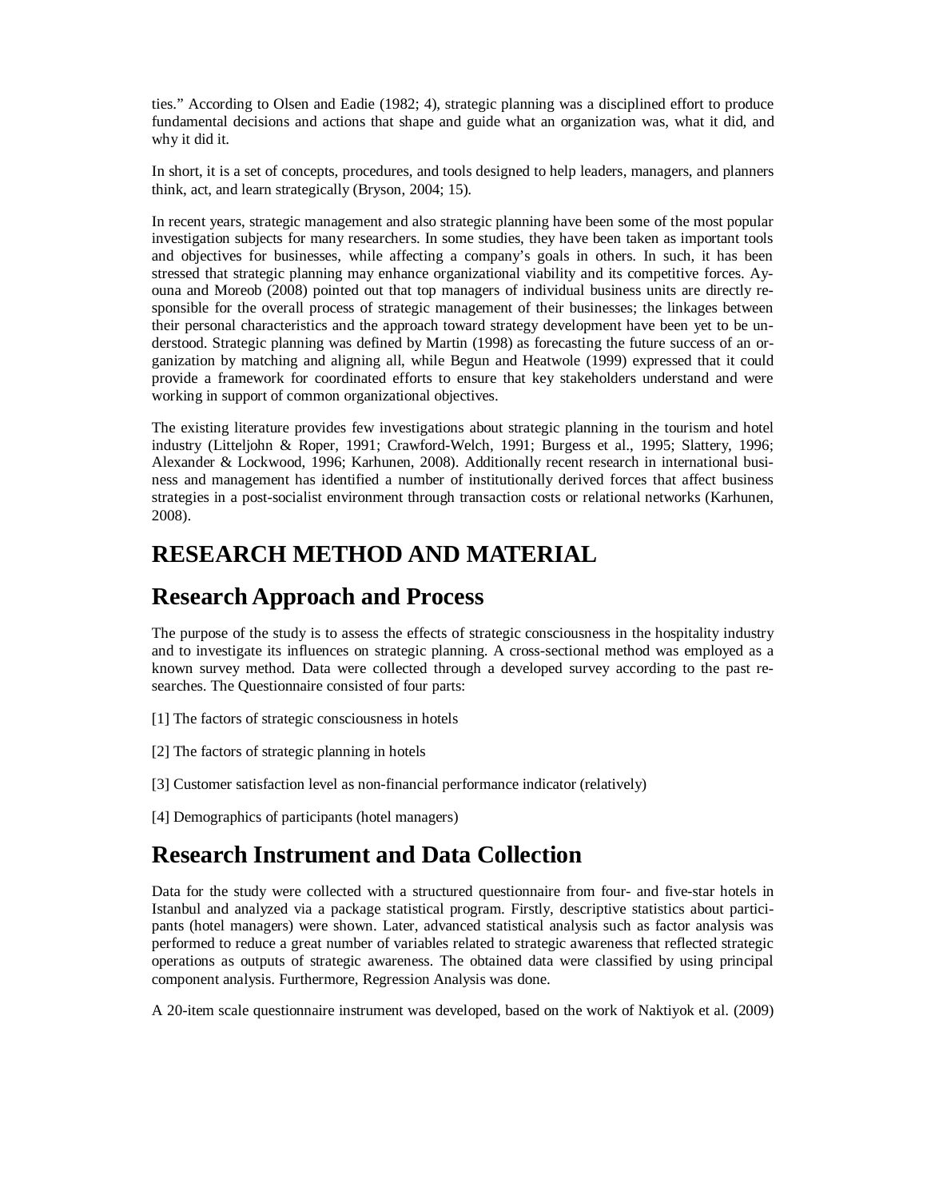ties." According to Olsen and Eadie (1982; 4), strategic planning was a disciplined effort to produce fundamental decisions and actions that shape and guide what an organization was, what it did, and why it did it.

In short, it is a set of concepts, procedures, and tools designed to help leaders, managers, and planners think, act, and learn strategically (Bryson, 2004; 15).

In recent years, strategic management and also strategic planning have been some of the most popular investigation subjects for many researchers. In some studies, they have been taken as important tools and objectives for businesses, while affecting a company's goals in others. In such, it has been stressed that strategic planning may enhance organizational viability and its competitive forces. Ayouna and Moreob (2008) pointed out that top managers of individual business units are directly responsible for the overall process of strategic management of their businesses; the linkages between their personal characteristics and the approach toward strategy development have been yet to be understood. Strategic planning was defined by Martin (1998) as forecasting the future success of an organization by matching and aligning all, while Begun and Heatwole (1999) expressed that it could provide a framework for coordinated efforts to ensure that key stakeholders understand and were working in support of common organizational objectives.

The existing literature provides few investigations about strategic planning in the tourism and hotel industry (Litteljohn & Roper, 1991; Crawford-Welch, 1991; Burgess et al., 1995; Slattery, 1996; Alexander & Lockwood, 1996; Karhunen, 2008). Additionally recent research in international business and management has identified a number of institutionally derived forces that affect business strategies in a post-socialist environment through transaction costs or relational networks (Karhunen, 2008).

# RESEARCH METHOD AND MATERIAL

## Research Approach and Process

The purpose of the study is to assess the effects of strategic consciousness in the hospitality industry and to investigate its influences on strategic planning. A cross-sectional method was employed as a known survey method. Data were collected through a developed survey according to the past researches. The Questionnaire consisted of four parts:

[1] The factors of strategic consciousness in hotels

[2] The factors of strategic planning in hotels

[3] Customer satisfaction level as non-financial performance indicator (relatively)

[4] Demographics of participants (hotel managers)

## Research Instrument and Data Collection

Data for the study were collected with a structured questionnaire from four- and five-star hotels in Istanbul and analyzed via a package statistical program. Firstly, descriptive statistics about participants (hotel managers) were shown. Later, advanced statistical analysis such as factor analysis was performed to reduce a great number of variables related to strategic awareness that reflected strategic operations as outputs of strategic awareness. The obtained data were classified by using principal component analysis. Furthermore, Regression Analysis was done.

A 20-item scale questionnaire instrument was developed, based on the work of Naktiyok et al. (2009)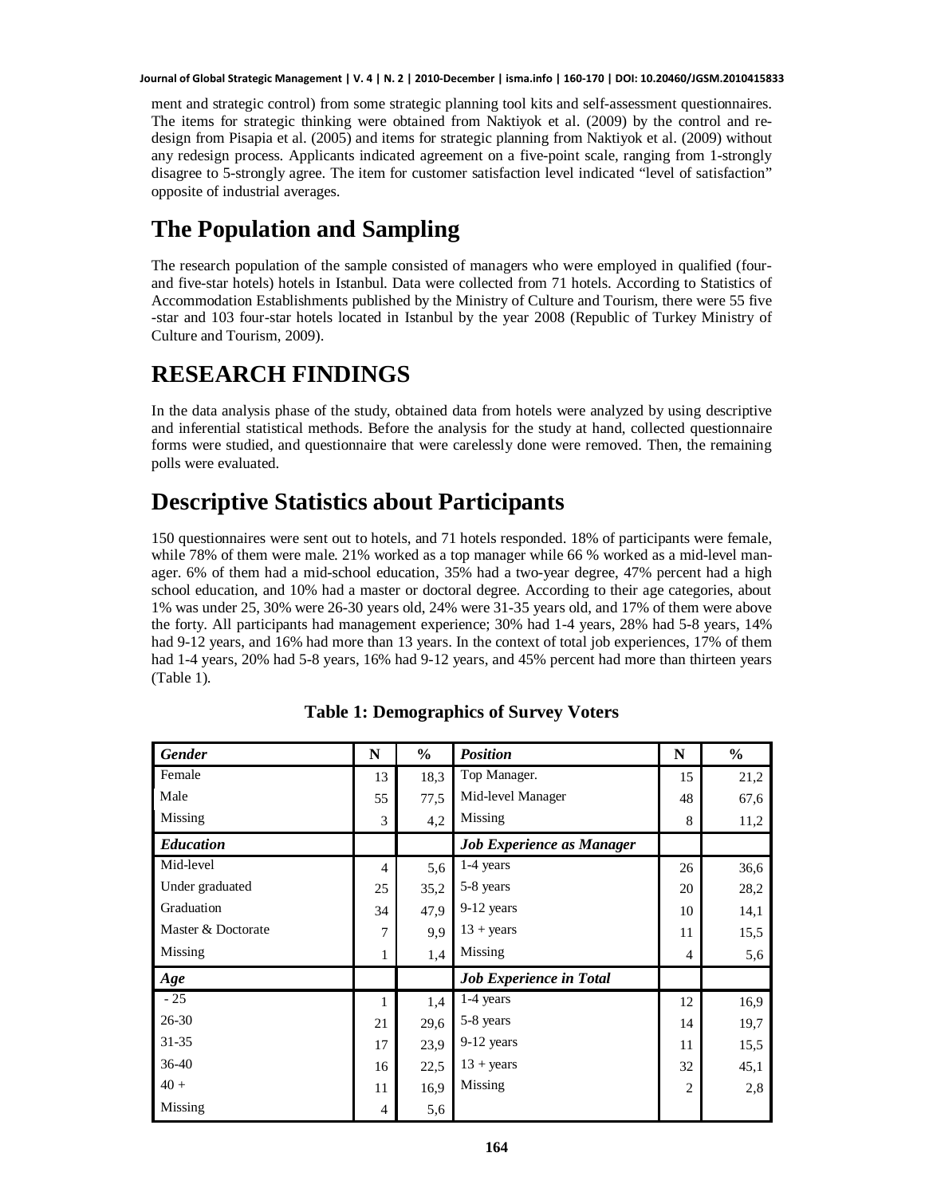ment and strategic control) from some strategic planning tool kits and self-assessment questionnaires. The items for strategic thinking were obtained from Naktiyok et al. (2009) by the control and re-design from Pisapia et al. (2005) and items for strategic planning from Naktiyok et al. (2009) without any redesign process. Applicants indicated agreement on a five-point scale, ranging from 1-strongly disagree to 5-strongly agree. The item for customer satisfaction level indicated "level of satisfaction" opposite of industrial averages.

# The Population and Sampling

The research population of the sample consisted of managers who were employed in qualified (four- and five-star hotels) hotels in Istanbul. Data were collected from 71 hotels. According to Statistics of Accommodation Establishments published by the Ministry of Culture and Tourism, there were 55 five -star and 103 four-star hotels located in Istanbul by the year 2008 (Republic of Turkey Ministry of Culture and Tourism, 2009).

# RESEARCH FINDINGS

In the data analysis phase of the study, obtained data from hotels were analyzed by using descriptive and inferential statistical methods. Before the analysis for the study at hand, collected questionnaire forms were studied, and questionnaire that were carelessly done were removed. Then, the remaining polls were evaluated.

# Descriptive Statistics about Participants

150 questionnaires were sent out to hotels, and 71 hotels responded. 18% of participants were female, while 78% of them were male. 21% worked as a top manager while 66 % worked as a mid-level manager. 6% of them had a mid-school education, 35% had a two-year degree, 47% percent had a high school education, and 10% had a master or doctoral degree. According to their age categories, about 1% was under 25, 30% were 26-30 years old, 24% were 31-35 years old, and 17% of them were above the forty. All participants had management experience; 30% had 1-4 years, 28% had 5-8 years, 14% had 9-12 years, and 16% had more than 13 years. In the context of total job experiences, 17% of them had 1-4 years, 20% had 5-8 years, 16% had 9-12 years, and 45% percent had more than thirteen years (Table 1).

**Table 1: Demographics of Survey Voters**

| *Gender* | N | % | *Position* | N | % |
|---|---|---|---|---|---|
| Female | 13 | 18,3 | Top Manager. | 15 | 21,2 |
| Male | 55 | 77,5 | Mid-level Manager | 48 | 67,6 |
| Missing | 3 | 4,2 | Missing | 8 | 11,2 |
| *Education* | | | *Job Experience as Manager* | | |
| Mid-level | 4 | 5,6 | 1-4 years | 26 | 36,6 |
| Under graduated | 25 | 35,2 | 5-8 years | 20 | 28,2 |
| Graduation | 34 | 47,9 | 9-12 years | 10 | 14,1 |
| Master & Doctorate | 7 | 9,9 | 13 + years | 11 | 15,5 |
| Missing | 1 | 1,4 | Missing | 4 | 5,6 |
| *Age* | | | *Job Experience in Total* | | |
| - 25 | 1 | 1,4 | 1-4 years | 12 | 16,9 |
| 26-30 | 21 | 29,6 | 5-8 years | 14 | 19,7 |
| 31-35 | 17 | 23,9 | 9-12 years | 11 | 15,5 |
| 36-40 | 16 | 22,5 | 13 + years | 32 | 45,1 |
| 40 + | 11 | 16,9 | Missing | 2 | 2,8 |
| Missing | 4 | 5,6 | | | |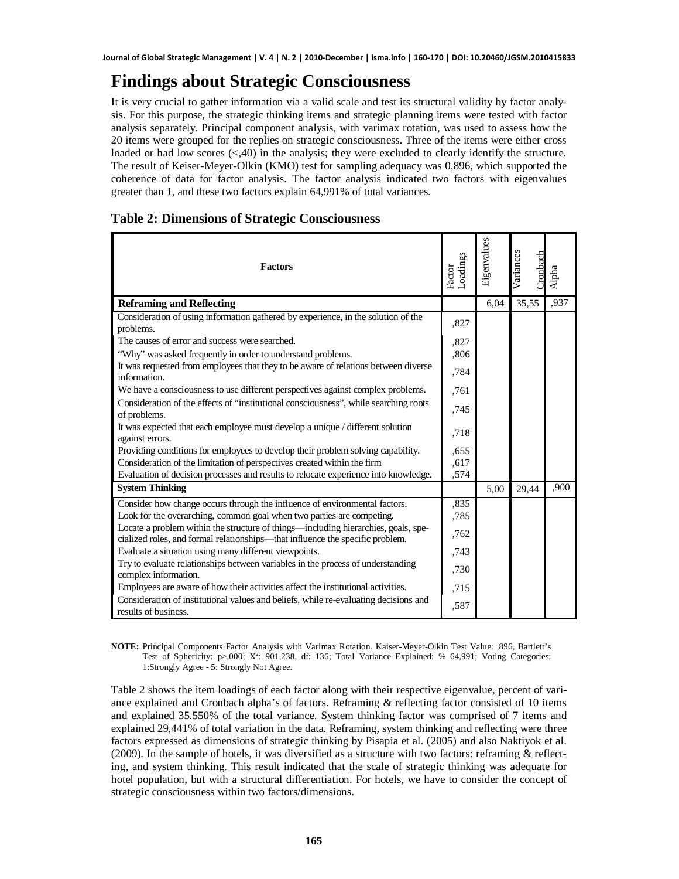# Findings about Strategic Consciousness

It is very crucial to gather information via a valid scale and test its structural validity by factor analysis. For this purpose, the strategic thinking items and strategic planning items were tested with factor analysis separately. Principal component analysis, with varimax rotation, was used to assess how the 20 items were grouped for the replies on strategic consciousness. Three of the items were either cross loaded or had low scores (<,40) in the analysis; they were excluded to clearly identify the structure. The result of Keiser-Meyer-Olkin (KMO) test for sampling adequacy was 0,896, which supported the coherence of data for factor analysis. The factor analysis indicated two factors with eigenvalues greater than 1, and these two factors explain 64,991% of total variances.

## Table 2: Dimensions of Strategic Consciousness

| Factors | Factor Loadings | Eigenvalues | Variances | Cronbach Alpha |
|---|---|---|---|---|
| **Reframing and Reflecting** | | 6,04 | 35,55 | ,937 |
| Consideration of using information gathered by experience, in the solution of the problems. | ,827 | | | |
| The causes of error and success were searched. | ,827 | | | |
| "Why" was asked frequently in order to understand problems. | ,806 | | | |
| It was requested from employees that they to be aware of relations between diverse information. | ,784 | | | |
| We have a consciousness to use different perspectives against complex problems. | ,761 | | | |
| Consideration of the effects of "institutional consciousness", while searching roots of problems. | ,745 | | | |
| It was expected that each employee must develop a unique / different solution against errors. | ,718 | | | |
| Providing conditions for employees to develop their problem solving capability. | ,655 | | | |
| Consideration of the limitation of perspectives created within the firm | ,617 | | | |
| Evaluation of decision processes and results to relocate experience into knowledge. | ,574 | | | |
| **System Thinking** | | 5,00 | 29,44 | ,900 |
| Consider how change occurs through the influence of environmental factors. | ,835 | | | |
| Look for the overarching, common goal when two parties are competing. | ,785 | | | |
| Locate a problem within the structure of things—including hierarchies, goals, specialized roles, and formal relationships—that influence the specific problem. | ,762 | | | |
| Evaluate a situation using many different viewpoints. | ,743 | | | |
| Try to evaluate relationships between variables in the process of understanding complex information. | ,730 | | | |
| Employees are aware of how their activities affect the institutional activities. | ,715 | | | |
| Consideration of institutional values and beliefs, while re-evaluating decisions and results of business. | ,587 | | | |

**NOTE:** Principal Components Factor Analysis with Varimax Rotation. Kaiser-Meyer-Olkin Test Value: ,896, Bartlett's Test of Sphericity: p>.000; $X^2$: 901,238, df: 136; Total Variance Explained: % 64,991; Voting Categories: 1:Strongly Agree - 5: Strongly Not Agree.

Table 2 shows the item loadings of each factor along with their respective eigenvalue, percent of variance explained and Cronbach alpha's of factors. Reframing & reflecting factor consisted of 10 items and explained 35.550% of the total variance. System thinking factor was comprised of 7 items and explained 29,441% of total variation in the data. Reframing, system thinking and reflecting were three factors expressed as dimensions of strategic thinking by Pisapia et al. (2005) and also Naktiyok et al. (2009). In the sample of hotels, it was diversified as a structure with two factors: reframing & reflecting, and system thinking. This result indicated that the scale of strategic thinking was adequate for hotel population, but with a structural differentiation. For hotels, we have to consider the concept of strategic consciousness within two factors/dimensions.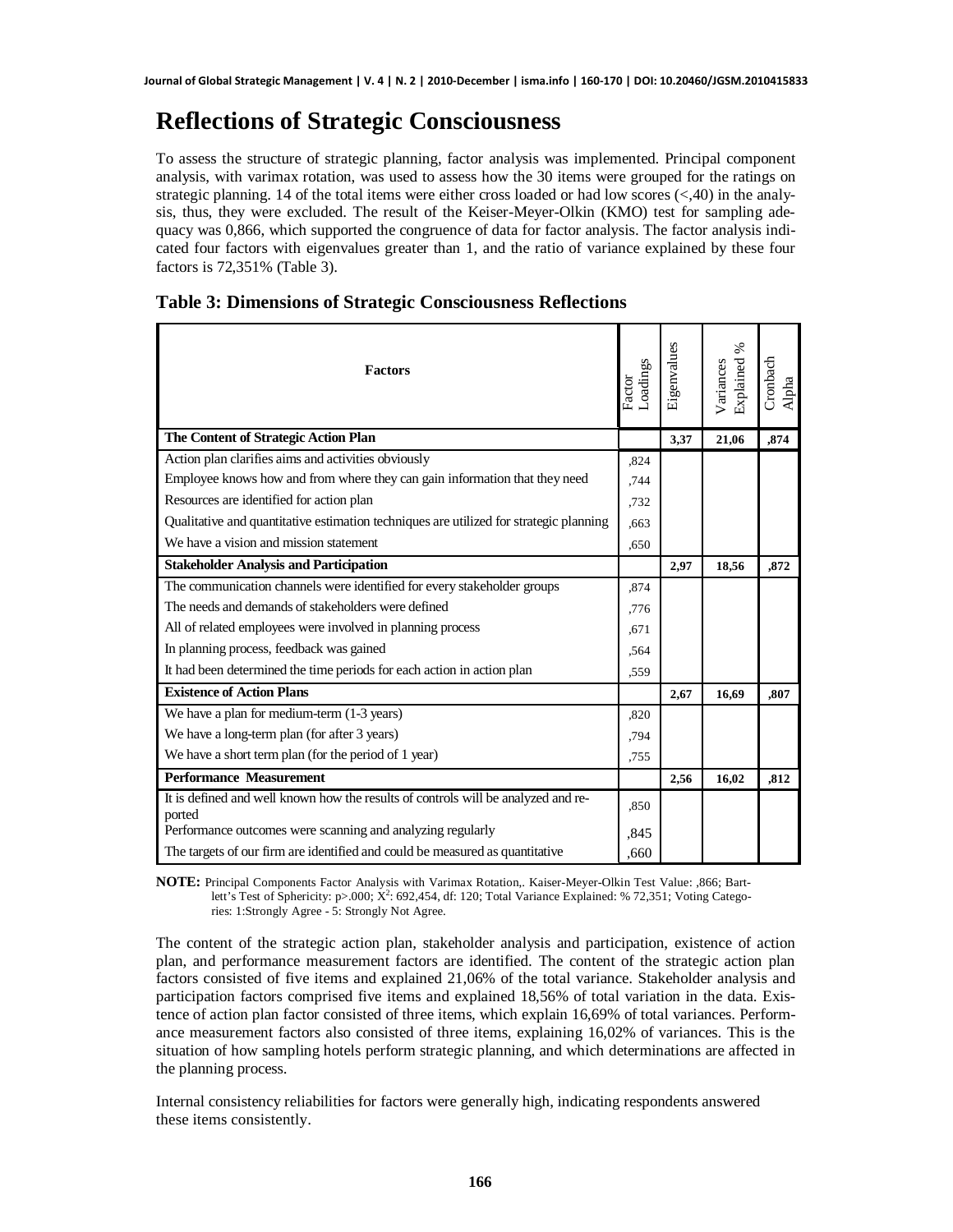# Reflections of Strategic Consciousness

To assess the structure of strategic planning, factor analysis was implemented. Principal component analysis, with varimax rotation, was used to assess how the 30 items were grouped for the ratings on strategic planning. 14 of the total items were either cross loaded or had low scores (<,40) in the analysis, thus, they were excluded. The result of the Keiser-Meyer-Olkin (KMO) test for sampling adequacy was 0,866, which supported the congruence of data for factor analysis. The factor analysis indicated four factors with eigenvalues greater than 1, and the ratio of variance explained by these four factors is 72,351% (Table 3).

## Table 3: Dimensions of Strategic Consciousness Reflections

| Factors | Factor Loadings | Eigenvalues | Variances Explained % | Cronbach Alpha |
|---|---|---|---|---|
| **The Content of Strategic Action Plan** | | **3,37** | **21,06** | **,874** |
| Action plan clarifies aims and activities obviously | ,824 | | | |
| Employee knows how and from where they can gain information that they need | ,744 | | | |
| Resources are identified for action plan | ,732 | | | |
| Qualitative and quantitative estimation techniques are utilized for strategic planning | ,663 | | | |
| We have a vision and mission statement | ,650 | | | |
| **Stakeholder Analysis and Participation** | | **2,97** | **18,56** | **,872** |
| The communication channels were identified for every stakeholder groups | ,874 | | | |
| The needs and demands of stakeholders were defined | ,776 | | | |
| All of related employees were involved in planning process | ,671 | | | |
| In planning process, feedback was gained | ,564 | | | |
| It had been determined the time periods for each action in action plan | ,559 | | | |
| **Existence of Action Plans** | | **2,67** | **16,69** | **,807** |
| We have a plan for medium-term (1-3 years) | ,820 | | | |
| We have a long-term plan (for after 3 years) | ,794 | | | |
| We have a short term plan (for the period of 1 year) | ,755 | | | |
| **Performance Measurement** | | **2,56** | **16,02** | **,812** |
| It is defined and well known how the results of controls will be analyzed and reported | ,850 | | | |
| Performance outcomes were scanning and analyzing regularly | ,845 | | | |
| The targets of our firm are identified and could be measured as quantitative | ,660 | | | |

**NOTE:** Principal Components Factor Analysis with Varimax Rotation,. Kaiser-Meyer-Olkin Test Value: ,866; Bartlett's Test of Sphericity: p>.000; $X^2$: 692,454, df: 120; Total Variance Explained: % 72,351; Voting Categories: 1:Strongly Agree - 5: Strongly Not Agree.

The content of the strategic action plan, stakeholder analysis and participation, existence of action plan, and performance measurement factors are identified. The content of the strategic action plan factors consisted of five items and explained 21,06% of the total variance. Stakeholder analysis and participation factors comprised five items and explained 18,56% of total variation in the data. Existence of action plan factor consisted of three items, which explain 16,69% of total variances. Performance measurement factors also consisted of three items, explaining 16,02% of variances. This is the situation of how sampling hotels perform strategic planning, and which determinations are affected in the planning process.

Internal consistency reliabilities for factors were generally high, indicating respondents answered these items consistently.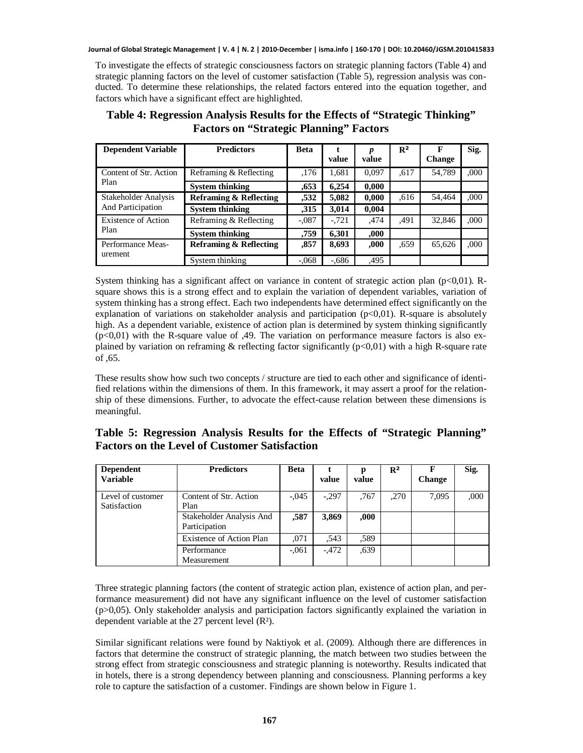To investigate the effects of strategic consciousness factors on strategic planning factors (Table 4) and strategic planning factors on the level of customer satisfaction (Table 5), regression analysis was conducted. To determine these relationships, the related factors entered into the equation together, and factors which have a significant effect are highlighted.

## Table 4: Regression Analysis Results for the Effects of "Strategic Thinking" Factors on "Strategic Planning" Factors

| Dependent Variable | Predictors | Beta | t value | *p* value | $R^2$ | F Change | Sig. |
|---|---|---|---|---|---|---|---|
| Content of Str. Action Plan | Reframing & Reflecting | ,176 | 1,681 | 0,097 | ,617 | 54,789 | ,000 |
| | **System thinking** | **,653** | **6,254** | **0,000** | | | |
| Stakeholder Analysis And Participation | **Reframing & Reflecting** | **,532** | **5,082** | **0,000** | ,616 | 54,464 | ,000 |
| | **System thinking** | **,315** | **3,014** | **0,004** | | | |
| Existence of Action Plan | Reframing & Reflecting | -,087 | -,721 | ,474 | ,491 | 32,846 | ,000 |
| | **System thinking** | **,759** | **6,301** | **,000** | | | |
| Performance Measurement | **Reframing & Reflecting** | **,857** | **8,693** | **,000** | ,659 | 65,626 | ,000 |
| | System thinking | -,068 | -,686 | ,495 | | | |

System thinking has a significant affect on variance in content of strategic action plan ($p<0,01$). R-square shows this is a strong effect and to explain the variation of dependent variables, variation of system thinking has a strong effect. Each two independents have determined effect significantly on the explanation of variations on stakeholder analysis and participation ($p<0,01$). R-square is absolutely high. As a dependent variable, existence of action plan is determined by system thinking significantly ($p<0,01$) with the R-square value of ,49. The variation on performance measure factors is also explained by variation on reframing & reflecting factor significantly ($p<0,01$) with a high R-square rate of ,65.

These results show how such two concepts / structure are tied to each other and significance of identified relations within the dimensions of them. In this framework, it may assert a proof for the relationship of these dimensions. Further, to advocate the effect-cause relation between these dimensions is meaningful.

## Table 5: Regression Analysis Results for the Effects of "Strategic Planning" Factors on the Level of Customer Satisfaction

| Dependent Variable | Predictors | Beta | t value | p value | $R^2$ | F Change | Sig. |
|---|---|---|---|---|---|---|---|
| Level of customer Satisfaction | Content of Str. Action Plan | -,045 | -,297 | ,767 | ,270 | 7,095 | ,000 |
| | Stakeholder Analysis And Participation | **,587** | **3,869** | **,000** | | | |
| | Existence of Action Plan | ,071 | ,543 | ,589 | | | |
| | Performance Measurement | -,061 | -,472 | ,639 | | | |

Three strategic planning factors (the content of strategic action plan, existence of action plan, and performance measurement) did not have any significant influence on the level of customer satisfaction ($p>0,05$). Only stakeholder analysis and participation factors significantly explained the variation in dependent variable at the 27 percent level ($R^2$).

Similar significant relations were found by Naktiyok et al. (2009). Although there are differences in factors that determine the construct of strategic planning, the match between two studies between the strong effect from strategic consciousness and strategic planning is noteworthy. Results indicated that in hotels, there is a strong dependency between planning and consciousness. Planning performs a key role to capture the satisfaction of a customer. Findings are shown below in Figure 1.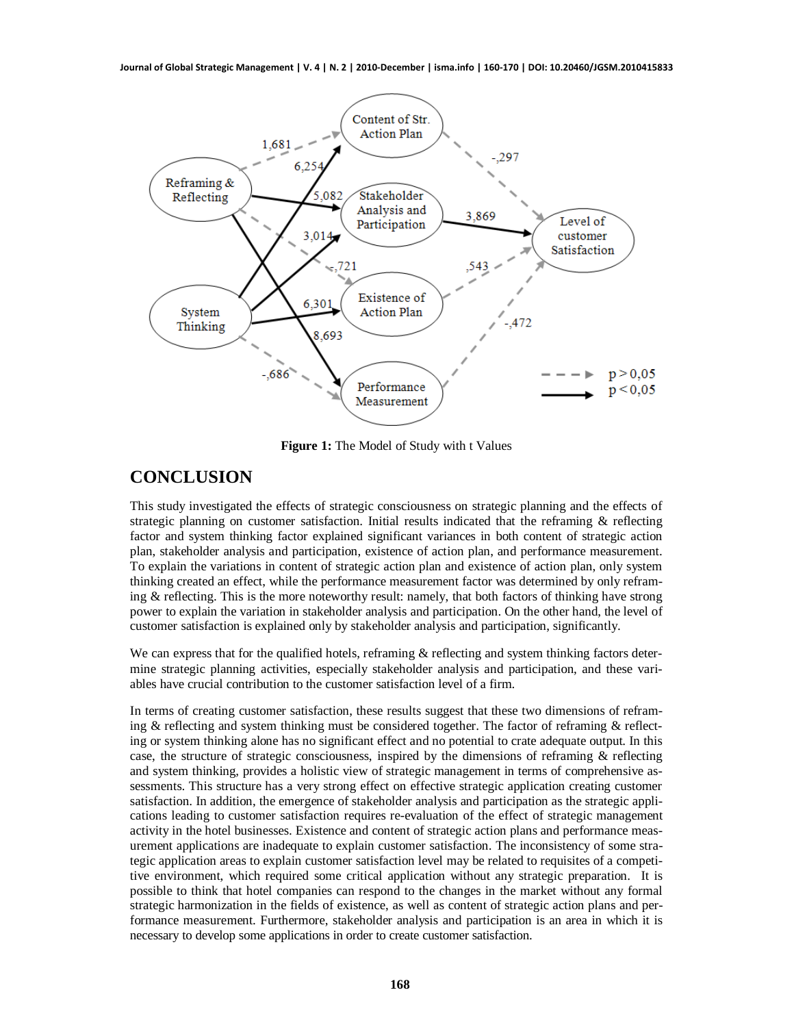Content of Str. Action Plan

Stakeholder Analysis and Participation

Existence of Action Plan

Performance Measurement

Reframing & Reflecting

System Thinking

Level of customer Satisfaction

1,681

6,254

5,082

3,014

-,721

6,301

8,693

-,686

-,297

3,869

,543

-,472

p>0,05

p<0,05

**Figure 1:** The Model of Study with t Values

# CONCLUSION

This study investigated the effects of strategic consciousness on strategic planning and the effects of strategic planning on customer satisfaction. Initial results indicated that the reframing & reflecting factor and system thinking factor explained significant variances in both content of strategic action plan, stakeholder analysis and participation, existence of action plan, and performance measurement. To explain the variations in content of strategic action plan and existence of action plan, only system thinking created an effect, while the performance measurement factor was determined by only reframing & reflecting. This is the more noteworthy result: namely, that both factors of thinking have strong power to explain the variation in stakeholder analysis and participation. On the other hand, the level of customer satisfaction is explained only by stakeholder analysis and participation, significantly.

We can express that for the qualified hotels, reframing & reflecting and system thinking factors determine strategic planning activities, especially stakeholder analysis and participation, and these variables have crucial contribution to the customer satisfaction level of a firm.

In terms of creating customer satisfaction, these results suggest that these two dimensions of reframing & reflecting and system thinking must be considered together. The factor of reframing & reflecting or system thinking alone has no significant effect and no potential to crate adequate output. In this case, the structure of strategic consciousness, inspired by the dimensions of reframing & reflecting and system thinking, provides a holistic view of strategic management in terms of comprehensive assessments. This structure has a very strong effect on effective strategic application creating customer satisfaction. In addition, the emergence of stakeholder analysis and participation as the strategic applications leading to customer satisfaction requires re-evaluation of the effect of strategic management activity in the hotel businesses. Existence and content of strategic action plans and performance measurement applications are inadequate to explain customer satisfaction. The inconsistency of some strategic application areas to explain customer satisfaction level may be related to requisites of a competitive environment, which required some critical application without any strategic preparation. It is possible to think that hotel companies can respond to the changes in the market without any formal strategic harmonization in the fields of existence, as well as content of strategic action plans and performance measurement. Furthermore, stakeholder analysis and participation is an area in which it is necessary to develop some applications in order to create customer satisfaction.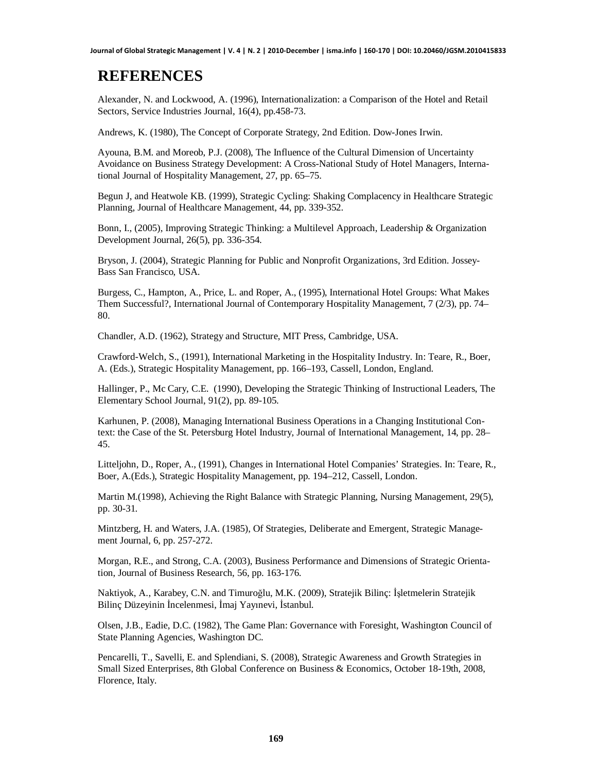# REFERENCES

Alexander, N. and Lockwood, A. (1996), Internationalization: a Comparison of the Hotel and Retail Sectors, Service Industries Journal, 16(4), pp.458-73.

Andrews, K. (1980), The Concept of Corporate Strategy, 2nd Edition. Dow-Jones Irwin.

Ayouna, B.M. and Moreob, P.J. (2008), The Influence of the Cultural Dimension of Uncertainty Avoidance on Business Strategy Development: A Cross-National Study of Hotel Managers, International Journal of Hospitality Management, 27, pp. 65–75.

Begun J, and Heatwole KB. (1999), Strategic Cycling: Shaking Complacency in Healthcare Strategic Planning, Journal of Healthcare Management, 44, pp. 339-352.

Bonn, I., (2005), Improving Strategic Thinking: a Multilevel Approach, Leadership & Organization Development Journal, 26(5), pp. 336-354.

Bryson, J. (2004), Strategic Planning for Public and Nonprofit Organizations, 3rd Edition. Jossey-Bass San Francisco, USA.

Burgess, C., Hampton, A., Price, L. and Roper, A., (1995), International Hotel Groups: What Makes Them Successful?, International Journal of Contemporary Hospitality Management, 7 (2/3), pp. 74–80.

Chandler, A.D. (1962), Strategy and Structure, MIT Press, Cambridge, USA.

Crawford-Welch, S., (1991), International Marketing in the Hospitality Industry. In: Teare, R., Boer, A. (Eds.), Strategic Hospitality Management, pp. 166–193, Cassell, London, England.

Hallinger, P., Mc Cary, C.E. (1990), Developing the Strategic Thinking of Instructional Leaders, The Elementary School Journal, 91(2), pp. 89-105.

Karhunen, P. (2008), Managing International Business Operations in a Changing Institutional Context: the Case of the St. Petersburg Hotel Industry, Journal of International Management, 14, pp. 28–45.

Litteljohn, D., Roper, A., (1991), Changes in International Hotel Companies' Strategies. In: Teare, R., Boer, A.(Eds.), Strategic Hospitality Management, pp. 194–212, Cassell, London.

Martin M.(1998), Achieving the Right Balance with Strategic Planning, Nursing Management, 29(5), pp. 30-31.

Mintzberg, H. and Waters, J.A. (1985), Of Strategies, Deliberate and Emergent, Strategic Management Journal, 6, pp. 257-272.

Morgan, R.E., and Strong, C.A. (2003), Business Performance and Dimensions of Strategic Orientation, Journal of Business Research, 56, pp. 163-176.

Naktiyok, A., Karabey, C.N. and Timuroğlu, M.K. (2009), Stratejik Bilinç: İşletmelerin Stratejik Bilinç Düzeyinin İncelenmesi, İmaj Yayınevi, İstanbul.

Olsen, J.B., Eadie, D.C. (1982), The Game Plan: Governance with Foresight, Washington Council of State Planning Agencies, Washington DC.

Pencarelli, T., Savelli, E. and Splendiani, S. (2008), Strategic Awareness and Growth Strategies in Small Sized Enterprises, 8th Global Conference on Business & Economics, October 18-19th, 2008, Florence, Italy.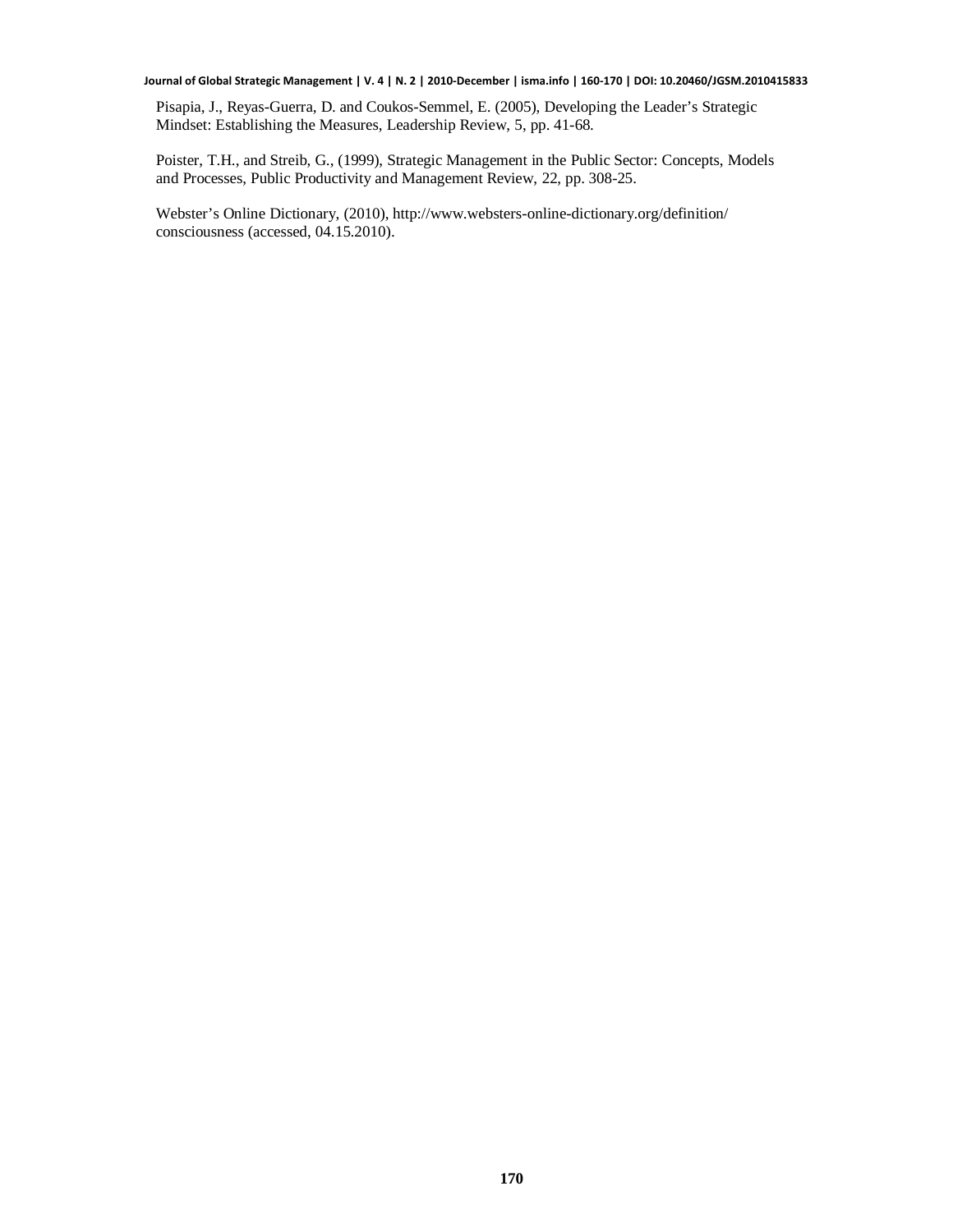Pisapia, J., Reyas-Guerra, D. and Coukos-Semmel, E. (2005), Developing the Leader's Strategic Mindset: Establishing the Measures, Leadership Review, 5, pp. 41-68.

Poister, T.H., and Streib, G., (1999), Strategic Management in the Public Sector: Concepts, Models and Processes, Public Productivity and Management Review, 22, pp. 308-25.

Webster's Online Dictionary, (2010), http://www.websters-online-dictionary.org/definition/consciousness (accessed, 04.15.2010).